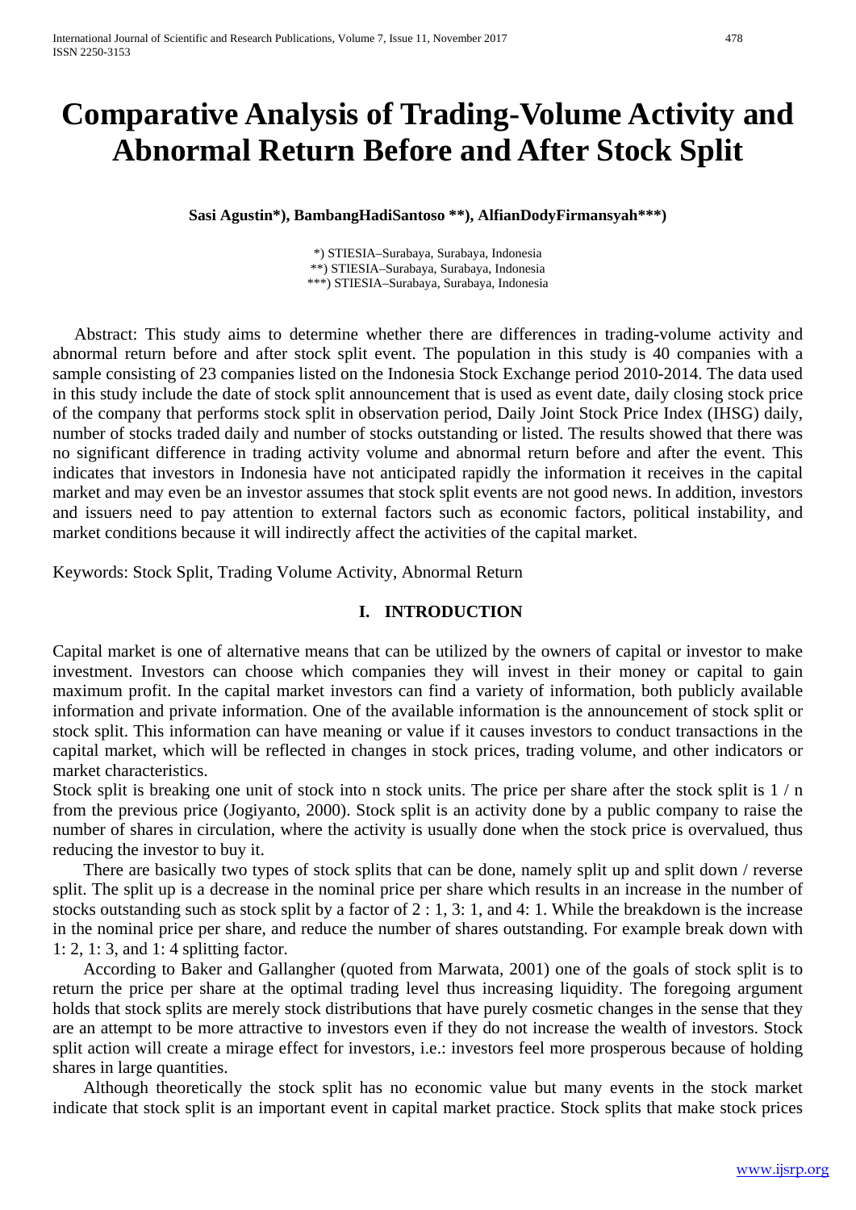# Comparative Analysis of Trading-Volume Activity and Abnormal Return Before and After Stock Split

**Sasi Agustin*), BambangHadiSantoso **), AlfianDodyFirmansyah***)**

*) STIESIA–Surabaya, Surabaya, Indonesia
**) STIESIA–Surabaya, Surabaya, Indonesia
***) STIESIA–Surabaya, Surabaya, Indonesia

Abstract: This study aims to determine whether there are differences in trading-volume activity and abnormal return before and after stock split event. The population in this study is 40 companies with a sample consisting of 23 companies listed on the Indonesia Stock Exchange period 2010-2014. The data used in this study include the date of stock split announcement that is used as event date, daily closing stock price of the company that performs stock split in observation period, Daily Joint Stock Price Index (IHSG) daily, number of stocks traded daily and number of stocks outstanding or listed. The results showed that there was no significant difference in trading activity volume and abnormal return before and after the event. This indicates that investors in Indonesia have not anticipated rapidly the information it receives in the capital market and may even be an investor assumes that stock split events are not good news. In addition, investors and issuers need to pay attention to external factors such as economic factors, political instability, and market conditions because it will indirectly affect the activities of the capital market.

Keywords: Stock Split, Trading Volume Activity, Abnormal Return

## I. INTRODUCTION

Capital market is one of alternative means that can be utilized by the owners of capital or investor to make investment. Investors can choose which companies they will invest in their money or capital to gain maximum profit. In the capital market investors can find a variety of information, both publicly available information and private information. One of the available information is the announcement of stock split or stock split. This information can have meaning or value if it causes investors to conduct transactions in the capital market, which will be reflected in changes in stock prices, trading volume, and other indicators or market characteristics.

Stock split is breaking one unit of stock into n stock units. The price per share after the stock split is 1 / n from the previous price (Jogiyanto, 2000). Stock split is an activity done by a public company to raise the number of shares in circulation, where the activity is usually done when the stock price is overvalued, thus reducing the investor to buy it.

There are basically two types of stock splits that can be done, namely split up and split down / reverse split. The split up is a decrease in the nominal price per share which results in an increase in the number of stocks outstanding such as stock split by a factor of 2 : 1, 3: 1, and 4: 1. While the breakdown is the increase in the nominal price per share, and reduce the number of shares outstanding. For example break down with 1: 2, 1: 3, and 1: 4 splitting factor.

According to Baker and Gallangher (quoted from Marwata, 2001) one of the goals of stock split is to return the price per share at the optimal trading level thus increasing liquidity. The foregoing argument holds that stock splits are merely stock distributions that have purely cosmetic changes in the sense that they are an attempt to be more attractive to investors even if they do not increase the wealth of investors. Stock split action will create a mirage effect for investors, i.e.: investors feel more prosperous because of holding shares in large quantities.

Although theoretically the stock split has no economic value but many events in the stock market indicate that stock split is an important event in capital market practice. Stock splits that make stock prices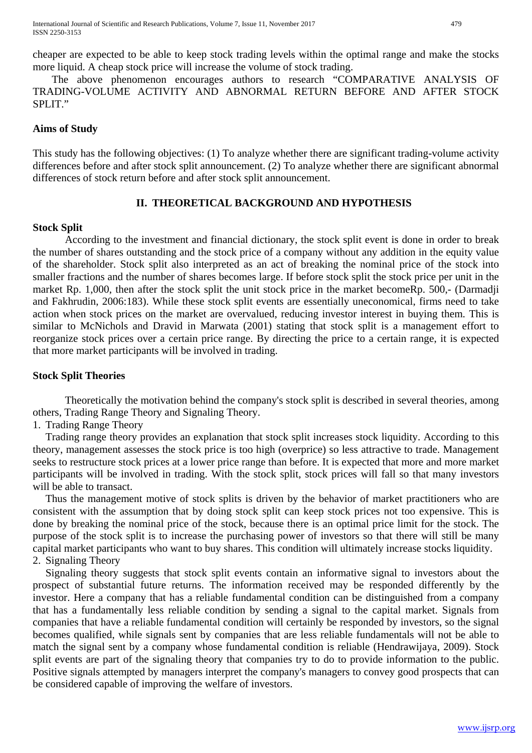cheaper are expected to be able to keep stock trading levels within the optimal range and make the stocks more liquid. A cheap stock price will increase the volume of stock trading.

The above phenomenon encourages authors to research "COMPARATIVE ANALYSIS OF TRADING-VOLUME ACTIVITY AND ABNORMAL RETURN BEFORE AND AFTER STOCK SPLIT."

### Aims of Study

This study has the following objectives: (1) To analyze whether there are significant trading-volume activity differences before and after stock split announcement. (2) To analyze whether there are significant abnormal differences of stock return before and after stock split announcement.

## II. THEORETICAL BACKGROUND AND HYPOTHESIS

### Stock Split

According to the investment and financial dictionary, the stock split event is done in order to break the number of shares outstanding and the stock price of a company without any addition in the equity value of the shareholder. Stock split also interpreted as an act of breaking the nominal price of the stock into smaller fractions and the number of shares becomes large. If before stock split the stock price per unit in the market Rp. 1,000, then after the stock split the unit stock price in the market becomeRp. 500,- (Darmadji and Fakhrudin, 2006:183). While these stock split events are essentially uneconomical, firms need to take action when stock prices on the market are overvalued, reducing investor interest in buying them. This is similar to McNichols and Dravid in Marwata (2001) stating that stock split is a management effort to reorganize stock prices over a certain price range. By directing the price to a certain range, it is expected that more market participants will be involved in trading.

### Stock Split Theories

Theoretically the motivation behind the company's stock split is described in several theories, among others, Trading Range Theory and Signaling Theory.

1. Trading Range Theory

Trading range theory provides an explanation that stock split increases stock liquidity. According to this theory, management assesses the stock price is too high (overprice) so less attractive to trade. Management seeks to restructure stock prices at a lower price range than before. It is expected that more and more market participants will be involved in trading. With the stock split, stock prices will fall so that many investors will be able to transact.

Thus the management motive of stock splits is driven by the behavior of market practitioners who are consistent with the assumption that by doing stock split can keep stock prices not too expensive. This is done by breaking the nominal price of the stock, because there is an optimal price limit for the stock. The purpose of the stock split is to increase the purchasing power of investors so that there will still be many capital market participants who want to buy shares. This condition will ultimately increase stocks liquidity.

2. Signaling Theory

Signaling theory suggests that stock split events contain an informative signal to investors about the prospect of substantial future returns. The information received may be responded differently by the investor. Here a company that has a reliable fundamental condition can be distinguished from a company that has a fundamentally less reliable condition by sending a signal to the capital market. Signals from companies that have a reliable fundamental condition will certainly be responded by investors, so the signal becomes qualified, while signals sent by companies that are less reliable fundamentals will not be able to match the signal sent by a company whose fundamental condition is reliable (Hendrawijaya, 2009). Stock split events are part of the signaling theory that companies try to do to provide information to the public. Positive signals attempted by managers interpret the company's managers to convey good prospects that can be considered capable of improving the welfare of investors.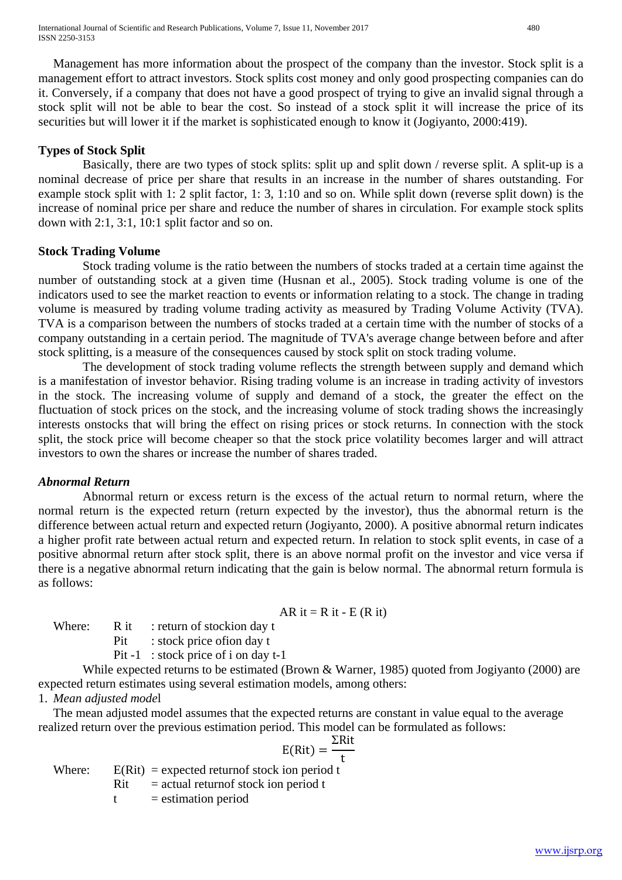Management has more information about the prospect of the company than the investor. Stock split is a management effort to attract investors. Stock splits cost money and only good prospecting companies can do it. Conversely, if a company that does not have a good prospect of trying to give an invalid signal through a stock split will not be able to bear the cost. So instead of a stock split it will increase the price of its securities but will lower it if the market is sophisticated enough to know it (Jogiyanto, 2000:419).

**Types of Stock Split**

Basically, there are two types of stock splits: split up and split down / reverse split. A split-up is a nominal decrease of price per share that results in an increase in the number of shares outstanding. For example stock split with 1: 2 split factor, 1: 3, 1:10 and so on. While split down (reverse split down) is the increase of nominal price per share and reduce the number of shares in circulation. For example stock splits down with 2:1, 3:1, 10:1 split factor and so on.

**Stock Trading Volume**

Stock trading volume is the ratio between the numbers of stocks traded at a certain time against the number of outstanding stock at a given time (Husnan et al., 2005). Stock trading volume is one of the indicators used to see the market reaction to events or information relating to a stock. The change in trading volume is measured by trading volume trading activity as measured by Trading Volume Activity (TVA). TVA is a comparison between the numbers of stocks traded at a certain time with the number of stocks of a company outstanding in a certain period. The magnitude of TVA's average change between before and after stock splitting, is a measure of the consequences caused by stock split on stock trading volume.

The development of stock trading volume reflects the strength between supply and demand which is a manifestation of investor behavior. Rising trading volume is an increase in trading activity of investors in the stock. The increasing volume of supply and demand of a stock, the greater the effect on the fluctuation of stock prices on the stock, and the increasing volume of stock trading shows the increasingly interests onstocks that will bring the effect on rising prices or stock returns. In connection with the stock split, the stock price will become cheaper so that the stock price volatility becomes larger and will attract investors to own the shares or increase the number of shares traded.

***Abnormal Return***

Abnormal return or excess return is the excess of the actual return to normal return, where the normal return is the expected return (return expected by the investor), thus the abnormal return is the difference between actual return and expected return (Jogiyanto, 2000). A positive abnormal return indicates a higher profit rate between actual return and expected return. In relation to stock split events, in case of a positive abnormal return after stock split, there is an above normal profit on the investor and vice versa if there is a negative abnormal return indicating that the gain is below normal. The abnormal return formula is as follows:

$$AR\ it = R\ it - E\ (R\ it)$$

Where:
- $R\ it$ : return of stockion day t
- $Pit$ : stock price ofion day t
- $Pit\ -1$ : stock price of i on day t-1

While expected returns to be estimated (Brown & Warner, 1985) quoted from Jogiyanto (2000) are expected return estimates using several estimation models, among others:

1. *Mean adjusted model*

The mean adjusted model assumes that the expected returns are constant in value equal to the average realized return over the previous estimation period. This model can be formulated as follows:

$$E(Rit) = \frac{\Sigma Rit}{t}$$

Where:
- $E(Rit)$ = expected returnof stock ion period t
- $Rit$ = actual returnof stock ion period t
- $t$ = estimation period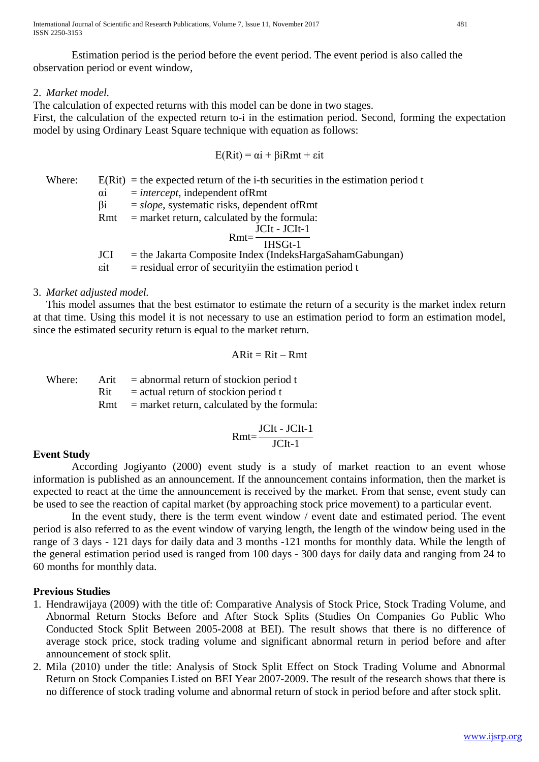Estimation period is the period before the event period. The event period is also called the observation period or event window,

2. *Market model.*

The calculation of expected returns with this model can be done in two stages.
First, the calculation of the expected return to-i in the estimation period. Second, forming the expectation model by using Ordinary Least Square technique with equation as follows:

$$E(R_{it}) = \alpha_i + \beta_i R_{mt} + \varepsilon_{it}$$

Where:

- $E(R_{it})$ = the expected return of the i-th securities in the estimation period t
- $\alpha_i$ = *intercept*, independent of $R_{mt}$
- $\beta_i$ = *slope*, systematic risks, dependent of $R_{mt}$
- $R_{mt}$ = market return, calculated by the formula:

$$R_{mt} = \frac{JCI_t - JCI_{t-1}}{IHSG_{t-1}}$$

- JCI = the Jakarta Composite Index (IndeksHargaSahamGabungan)
- $\varepsilon_{it}$ = residual error of securityiin the estimation period t

3. *Market adjusted model.*

This model assumes that the best estimator to estimate the return of a security is the market index return at that time. Using this model it is not necessary to use an estimation period to form an estimation model, since the estimated security return is equal to the market return.

$$AR_{it} = R_{it} – R_{mt}$$

Where:

- $Ar_{it}$ = abnormal return of stockion period t
- $R_{it}$ = actual return of stockion period t
- $R_{mt}$ = market return, calculated by the formula:

$$R_{mt} = \frac{JCI_t - JCI_{t-1}}{JCI_{t-1}}$$

**Event Study**

According Jogiyanto (2000) event study is a study of market reaction to an event whose information is published as an announcement. If the announcement contains information, then the market is expected to react at the time the announcement is received by the market. From that sense, event study can be used to see the reaction of capital market (by approaching stock price movement) to a particular event.

In the event study, there is the term event window / event date and estimated period. The event period is also referred to as the event window of varying length, the length of the window being used in the range of 3 days - 121 days for daily data and 3 months -121 months for monthly data. While the length of the general estimation period used is ranged from 100 days - 300 days for daily data and ranging from 24 to 60 months for monthly data.

**Previous Studies**

1. Hendrawijaya (2009) with the title of: Comparative Analysis of Stock Price, Stock Trading Volume, and Abnormal Return Stocks Before and After Stock Splits (Studies On Companies Go Public Who Conducted Stock Split Between 2005-2008 at BEI). The result shows that there is no difference of average stock price, stock trading volume and significant abnormal return in period before and after announcement of stock split.
2. Mila (2010) under the title: Analysis of Stock Split Effect on Stock Trading Volume and Abnormal Return on Stock Companies Listed on BEI Year 2007-2009. The result of the research shows that there is no difference of stock trading volume and abnormal return of stock in period before and after stock split.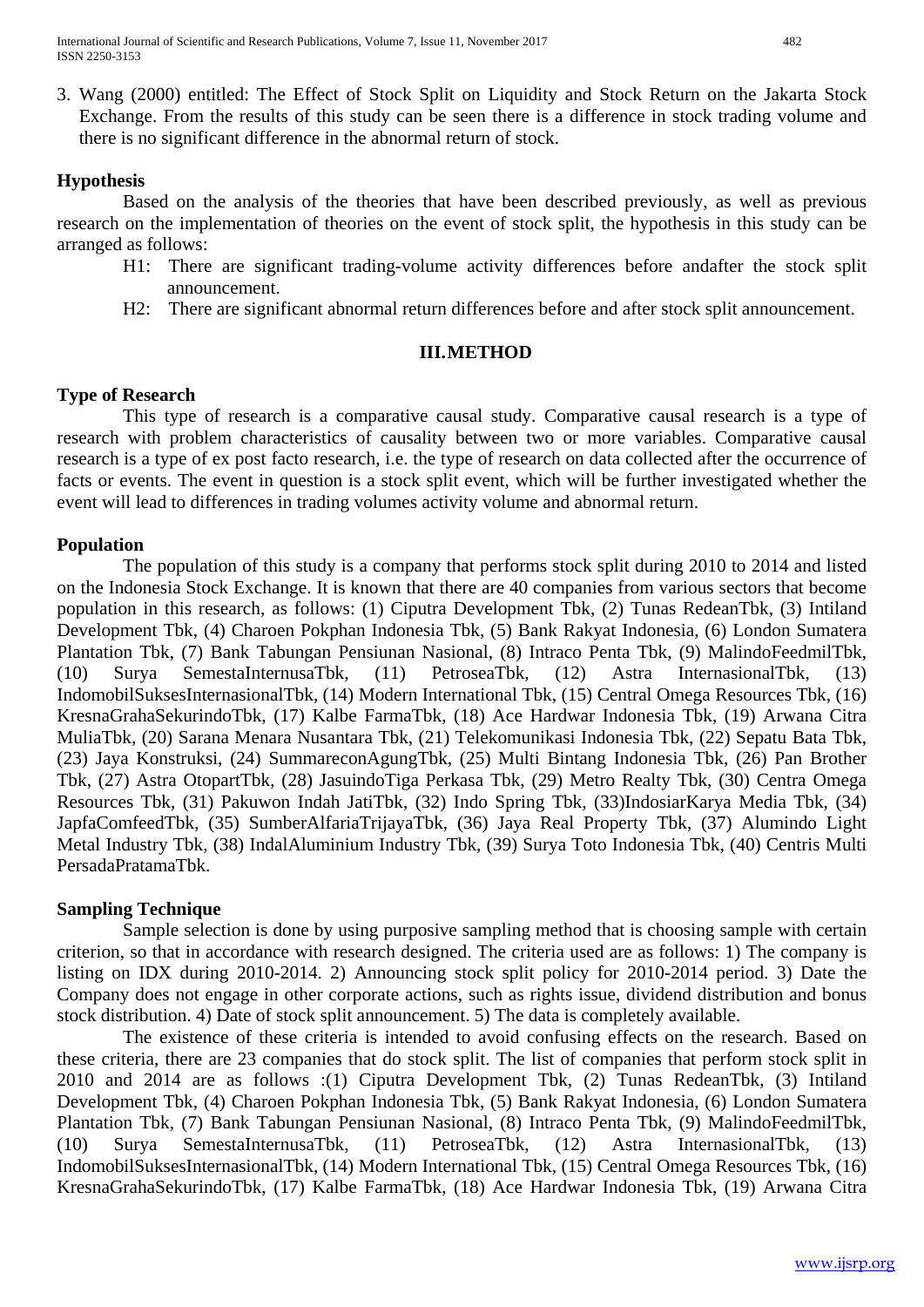3. Wang (2000) entitled: The Effect of Stock Split on Liquidity and Stock Return on the Jakarta Stock Exchange. From the results of this study can be seen there is a difference in stock trading volume and there is no significant difference in the abnormal return of stock.

### Hypothesis

Based on the analysis of the theories that have been described previously, as well as previous research on the implementation of theories on the event of stock split, the hypothesis in this study can be arranged as follows:

- H1: There are significant trading-volume activity differences before andafter the stock split announcement.
- H2: There are significant abnormal return differences before and after stock split announcement.

## III. METHOD

### Type of Research

This type of research is a comparative causal study. Comparative causal research is a type of research with problem characteristics of causality between two or more variables. Comparative causal research is a type of ex post facto research, i.e. the type of research on data collected after the occurrence of facts or events. The event in question is a stock split event, which will be further investigated whether the event will lead to differences in trading volumes activity volume and abnormal return.

### Population

The population of this study is a company that performs stock split during 2010 to 2014 and listed on the Indonesia Stock Exchange. It is known that there are 40 companies from various sectors that become population in this research, as follows: (1) Ciputra Development Tbk, (2) Tunas RedeanTbk, (3) Intiland Development Tbk, (4) Charoen Pokphan Indonesia Tbk, (5) Bank Rakyat Indonesia, (6) London Sumatera Plantation Tbk, (7) Bank Tabungan Pensiunan Nasional, (8) Intraco Penta Tbk, (9) MalindoFeedmilTbk, (10) Surya SemestaInternusaTbk, (11) PetroseaTbk, (12) Astra InternasionalTbk, (13) IndomobilSuksesInternasionalTbk, (14) Modern International Tbk, (15) Central Omega Resources Tbk, (16) KresnaGrahaSekurindoTbk, (17) Kalbe FarmaTbk, (18) Ace Hardwar Indonesia Tbk, (19) Arwana Citra MuliaTbk, (20) Sarana Menara Nusantara Tbk, (21) Telekomunikasi Indonesia Tbk, (22) Sepatu Bata Tbk, (23) Jaya Konstruksi, (24) SummareconAgungTbk, (25) Multi Bintang Indonesia Tbk, (26) Pan Brother Tbk, (27) Astra OtopartTbk, (28) JasuindoTiga Perkasa Tbk, (29) Metro Realty Tbk, (30) Centra Omega Resources Tbk, (31) Pakuwon Indah JatiTbk, (32) Indo Spring Tbk, (33)IndosiarKarya Media Tbk, (34) JapfaComfeedTbk, (35) SumberAlfariaTrijayaTbk, (36) Jaya Real Property Tbk, (37) Alumindo Light Metal Industry Tbk, (38) IndalAluminium Industry Tbk, (39) Surya Toto Indonesia Tbk, (40) Centris Multi PersadaPratamaTbk.

### Sampling Technique

Sample selection is done by using purposive sampling method that is choosing sample with certain criterion, so that in accordance with research designed. The criteria used are as follows: 1) The company is listing on IDX during 2010-2014. 2) Announcing stock split policy for 2010-2014 period. 3) Date the Company does not engage in other corporate actions, such as rights issue, dividend distribution and bonus stock distribution. 4) Date of stock split announcement. 5) The data is completely available.

The existence of these criteria is intended to avoid confusing effects on the research. Based on these criteria, there are 23 companies that do stock split. The list of companies that perform stock split in 2010 and 2014 are as follows :(1) Ciputra Development Tbk, (2) Tunas RedeanTbk, (3) Intiland Development Tbk, (4) Charoen Pokphan Indonesia Tbk, (5) Bank Rakyat Indonesia, (6) London Sumatera Plantation Tbk, (7) Bank Tabungan Pensiunan Nasional, (8) Intraco Penta Tbk, (9) MalindoFeedmilTbk, (10) Surya SemestaInternusaTbk, (11) PetroseaTbk, (12) Astra InternasionalTbk, (13) IndomobilSuksesInternasionalTbk, (14) Modern International Tbk, (15) Central Omega Resources Tbk, (16) KresnaGrahaSekurindoTbk, (17) Kalbe FarmaTbk, (18) Ace Hardwar Indonesia Tbk, (19) Arwana Citra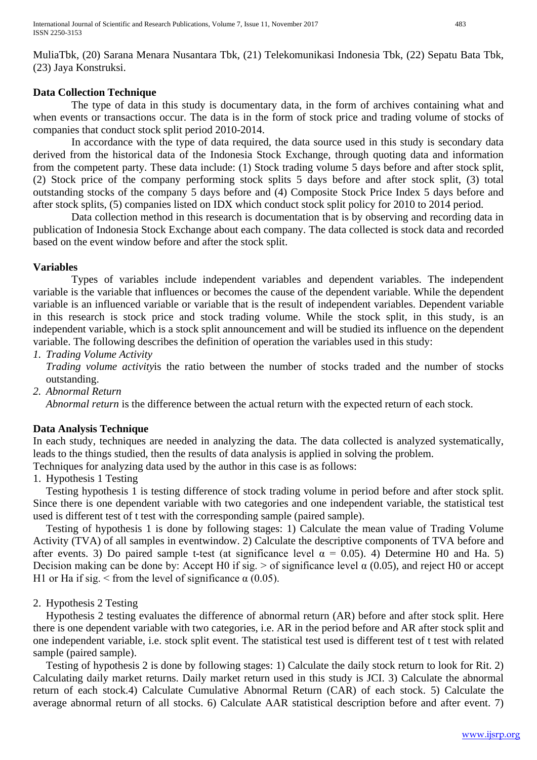MuliaTbk, (20) Sarana Menara Nusantara Tbk, (21) Telekomunikasi Indonesia Tbk, (22) Sepatu Bata Tbk, (23) Jaya Konstruksi.

## Data Collection Technique

The type of data in this study is documentary data, in the form of archives containing what and when events or transactions occur. The data is in the form of stock price and trading volume of stocks of companies that conduct stock split period 2010-2014.

In accordance with the type of data required, the data source used in this study is secondary data derived from the historical data of the Indonesia Stock Exchange, through quoting data and information from the competent party. These data include: (1) Stock trading volume 5 days before and after stock split, (2) Stock price of the company performing stock splits 5 days before and after stock split, (3) total outstanding stocks of the company 5 days before and (4) Composite Stock Price Index 5 days before and after stock splits, (5) companies listed on IDX which conduct stock split policy for 2010 to 2014 period.

Data collection method in this research is documentation that is by observing and recording data in publication of Indonesia Stock Exchange about each company. The data collected is stock data and recorded based on the event window before and after the stock split.

## Variables

Types of variables include independent variables and dependent variables. The independent variable is the variable that influences or becomes the cause of the dependent variable. While the dependent variable is an influenced variable or variable that is the result of independent variables. Dependent variable in this research is stock price and stock trading volume. While the stock split, in this study, is an independent variable, which is a stock split announcement and will be studied its influence on the dependent variable. The following describes the definition of operation the variables used in this study:

1. *Trading Volume Activity*
   *Trading volume activity*is the ratio between the number of stocks traded and the number of stocks outstanding.
2. *Abnormal Return*
   *Abnormal return* is the difference between the actual return with the expected return of each stock.

## Data Analysis Technique

In each study, techniques are needed in analyzing the data. The data collected is analyzed systematically, leads to the things studied, then the results of data analysis is applied in solving the problem.

Techniques for analyzing data used by the author in this case is as follows:

1. Hypothesis 1 Testing

Testing hypothesis 1 is testing difference of stock trading volume in period before and after stock split. Since there is one dependent variable with two categories and one independent variable, the statistical test used is different test of t test with the corresponding sample (paired sample).

Testing of hypothesis 1 is done by following stages: 1) Calculate the mean value of Trading Volume Activity (TVA) of all samples in eventwindow. 2) Calculate the descriptive components of TVA before and after events. 3) Do paired sample t-test (at significance level $\alpha = 0.05$). 4) Determine H0 and Ha. 5) Decision making can be done by: Accept H0 if sig. > of significance level $\alpha$ (0.05), and reject H0 or accept H1 or Ha if sig. < from the level of significance $\alpha$ (0.05).

2. Hypothesis 2 Testing

Hypothesis 2 testing evaluates the difference of abnormal return (AR) before and after stock split. Here there is one dependent variable with two categories, i.e. AR in the period before and AR after stock split and one independent variable, i.e. stock split event. The statistical test used is different test of t test with related sample (paired sample).

Testing of hypothesis 2 is done by following stages: 1) Calculate the daily stock return to look for Rit. 2) Calculating daily market returns. Daily market return used in this study is JCI. 3) Calculate the abnormal return of each stock.4) Calculate Cumulative Abnormal Return (CAR) of each stock. 5) Calculate the average abnormal return of all stocks. 6) Calculate AAR statistical description before and after event. 7)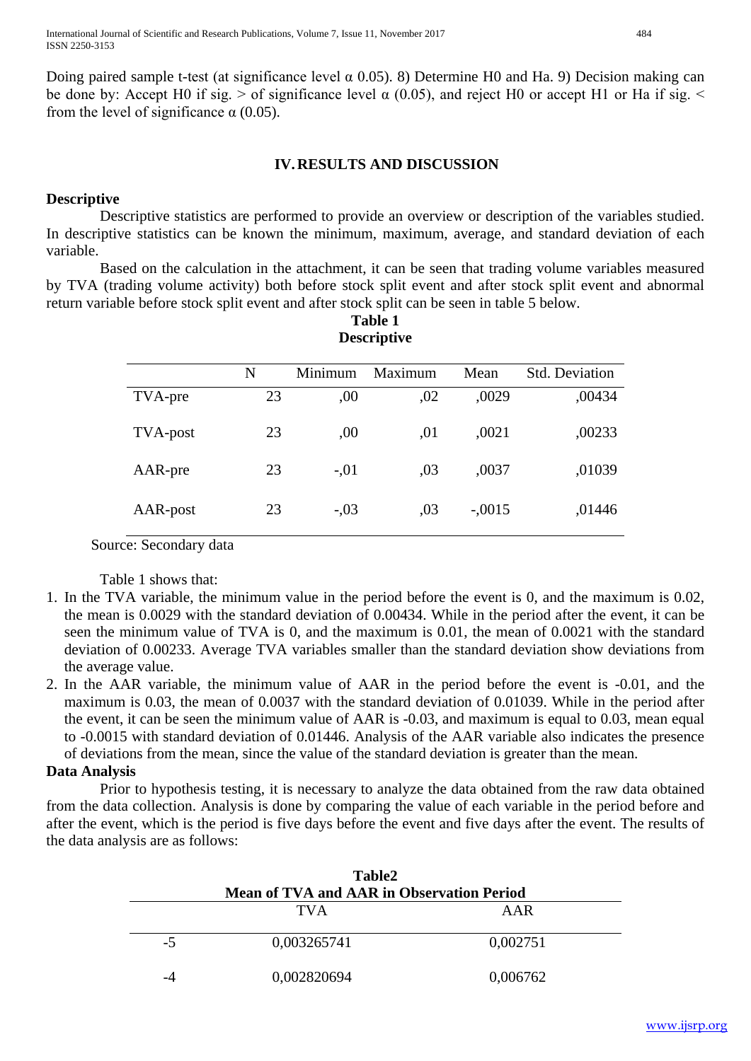Doing paired sample t-test (at significance level α 0.05). 8) Determine H0 and Ha. 9) Decision making can be done by: Accept H0 if sig. > of significance level α (0.05), and reject H0 or accept H1 or Ha if sig. < from the level of significance α (0.05).

## IV. RESULTS AND DISCUSSION

### Descriptive

Descriptive statistics are performed to provide an overview or description of the variables studied. In descriptive statistics can be known the minimum, maximum, average, and standard deviation of each variable.

Based on the calculation in the attachment, it can be seen that trading volume variables measured by TVA (trading volume activity) both before stock split event and after stock split event and abnormal return variable before stock split event and after stock split can be seen in table 5 below.

**Table 1**
**Descriptive**

| | N | Minimum | Maximum | Mean | Std. Deviation |
|---|---|---|---|---|---|
| TVA-pre | 23 | ,00 | ,02 | ,0029 | ,00434 |
| TVA-post | 23 | ,00 | ,01 | ,0021 | ,00233 |
| AAR-pre | 23 | -,01 | ,03 | ,0037 | ,01039 |
| AAR-post | 23 | -,03 | ,03 | -,0015 | ,01446 |

Source: Secondary data

Table 1 shows that:

1. In the TVA variable, the minimum value in the period before the event is 0, and the maximum is 0.02, the mean is 0.0029 with the standard deviation of 0.00434. While in the period after the event, it can be seen the minimum value of TVA is 0, and the maximum is 0.01, the mean of 0.0021 with the standard deviation of 0.00233. Average TVA variables smaller than the standard deviation show deviations from the average value.
2. In the AAR variable, the minimum value of AAR in the period before the event is -0.01, and the maximum is 0.03, the mean of 0.0037 with the standard deviation of 0.01039. While in the period after the event, it can be seen the minimum value of AAR is -0.03, and maximum is equal to 0.03, mean equal to -0.0015 with standard deviation of 0.01446. Analysis of the AAR variable also indicates the presence of deviations from the mean, since the value of the standard deviation is greater than the mean.

### Data Analysis

Prior to hypothesis testing, it is necessary to analyze the data obtained from the raw data obtained from the data collection. Analysis is done by comparing the value of each variable in the period before and after the event, which is the period is five days before the event and five days after the event. The results of the data analysis are as follows:

**Table2**
**Mean of TVA and AAR in Observation Period**

| | TVA | AAR |
|---|---|---|
| -5 | 0,003265741 | 0,002751 |
| -4 | 0,002820694 | 0,006762 |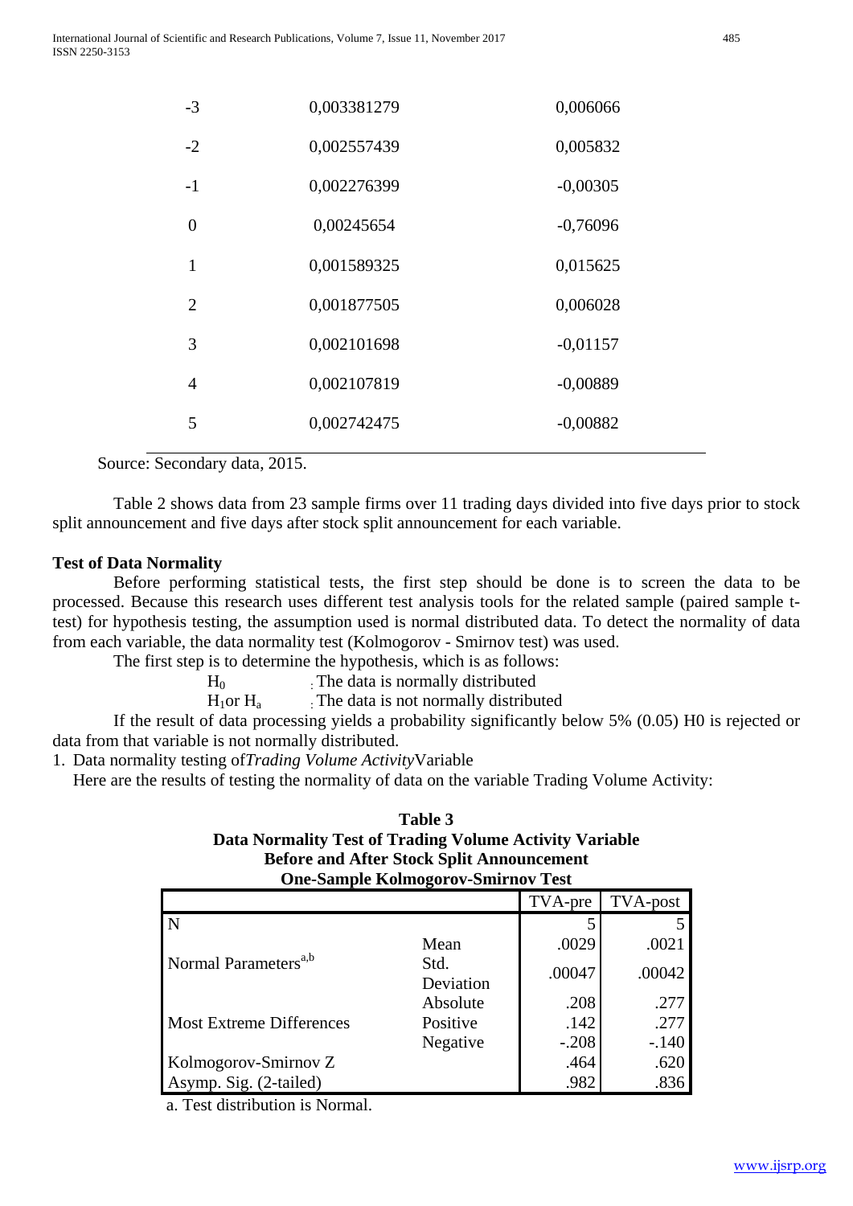| | | |
|---|---|---|
| -3 | 0,003381279 | 0,006066 |
| -2 | 0,002557439 | 0,005832 |
| -1 | 0,002276399 | -0,00305 |
| 0 | 0,00245654 | -0,76096 |
| 1 | 0,001589325 | 0,015625 |
| 2 | 0,001877505 | 0,006028 |
| 3 | 0,002101698 | -0,01157 |
| 4 | 0,002107819 | -0,00889 |
| 5 | 0,002742475 | -0,00882 |

Source: Secondary data, 2015.

Table 2 shows data from 23 sample firms over 11 trading days divided into five days prior to stock split announcement and five days after stock split announcement for each variable.

**Test of Data Normality**

Before performing statistical tests, the first step should be done is to screen the data to be processed. Because this research uses different test analysis tools for the related sample (paired sample t-test) for hypothesis testing, the assumption used is normal distributed data. To detect the normality of data from each variable, the data normality test (Kolmogorov - Smirnov test) was used.

The first step is to determine the hypothesis, which is as follows:

$H_0$ : The data is normally distributed
$H_1$or $H_a$ : The data is not normally distributed

If the result of data processing yields a probability significantly below 5% (0.05) H0 is rejected or data from that variable is not normally distributed.

1. Data normality testing of *Trading Volume Activity* Variable

   Here are the results of testing the normality of data on the variable Trading Volume Activity:

**Table 3**
**Data Normality Test of Trading Volume Activity Variable**
**Before and After Stock Split Announcement**
**One-Sample Kolmogorov-Smirnov Test**

| | | TVA-pre | TVA-post |
|---|---|---|---|
| N | | 5 | 5 |
| Normal Parameters[a,b] | Mean | .0029 | .0021 |
| | Std. Deviation | .00047 | .00042 |
| Most Extreme Differences | Absolute | .208 | .277 |
| | Positive | .142 | .277 |
| | Negative | -.208 | -.140 |
| Kolmogorov-Smirnov Z | | .464 | .620 |
| Asymp. Sig. (2-tailed) | | .982 | .836 |

a. Test distribution is Normal.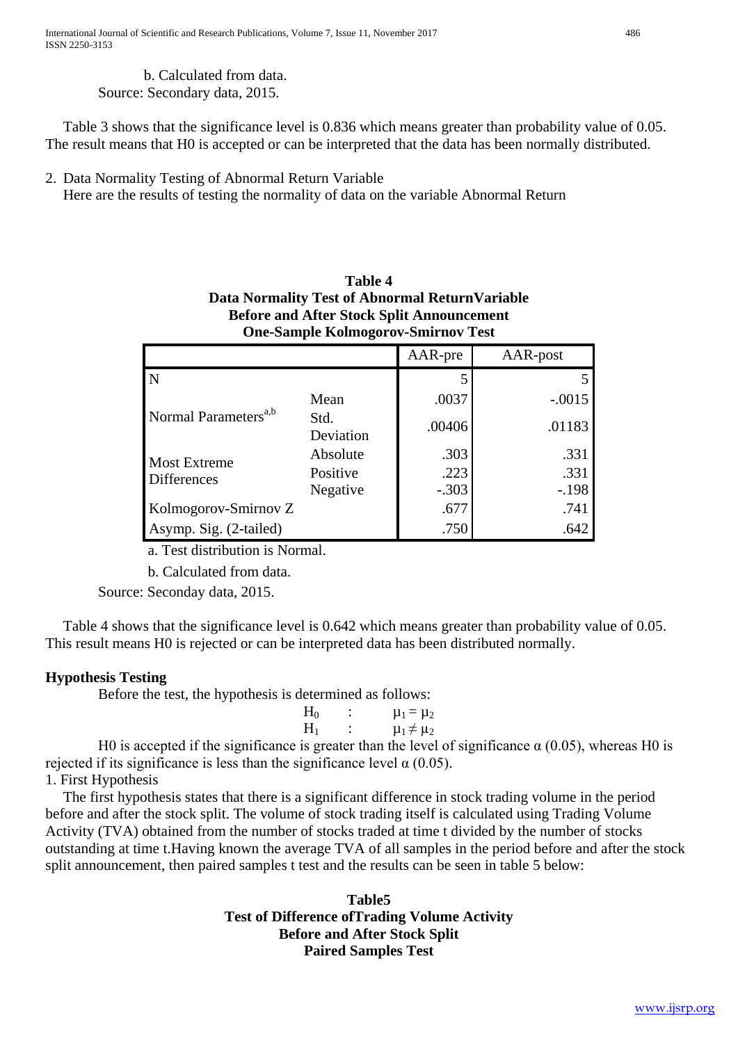b. Calculated from data.

Source: Secondary data, 2015.

Table 3 shows that the significance level is 0.836 which means greater than probability value of 0.05. The result means that H0 is accepted or can be interpreted that the data has been normally distributed.

2. Data Normality Testing of Abnormal Return Variable

Here are the results of testing the normality of data on the variable Abnormal Return

**Table 4**
**Data Normality Test of Abnormal ReturnVariable**
**Before and After Stock Split Announcement**
**One-Sample Kolmogorov-Smirnov Test**

| | | AAR-pre | AAR-post |
|---|---|---|---|
| N | | 5 | 5 |
| Normal Parameters[a,b] | Mean | .0037 | -.0015 |
| | Std. Deviation | .00406 | .01183 |
| Most Extreme Differences | Absolute | .303 | .331 |
| | Positive | .223 | .331 |
| | Negative | -.303 | -.198 |
| Kolmogorov-Smirnov Z | | .677 | .741 |
| Asymp. Sig. (2-tailed) | | .750 | .642 |

a. Test distribution is Normal.

b. Calculated from data.

Source: Seconday data, 2015.

Table 4 shows that the significance level is 0.642 which means greater than probability value of 0.05. This result means H0 is rejected or can be interpreted data has been distributed normally.

### Hypothesis Testing

Before the test, the hypothesis is determined as follows:

$$H_0 \quad : \quad \mu_1 = \mu_2$$
$$H_1 \quad : \quad \mu_1 \neq \mu_2$$

H0 is accepted if the significance is greater than the level of significance α (0.05), whereas H0 is rejected if its significance is less than the significance level α (0.05).

1. First Hypothesis

The first hypothesis states that there is a significant difference in stock trading volume in the period before and after the stock split. The volume of stock trading itself is calculated using Trading Volume Activity (TVA) obtained from the number of stocks traded at time t divided by the number of stocks outstanding at time t.Having known the average TVA of all samples in the period before and after the stock split announcement, then paired samples t test and the results can be seen in table 5 below:

**Table5**
**Test of Difference ofTrading Volume Activity**
**Before and After Stock Split**
**Paired Samples Test**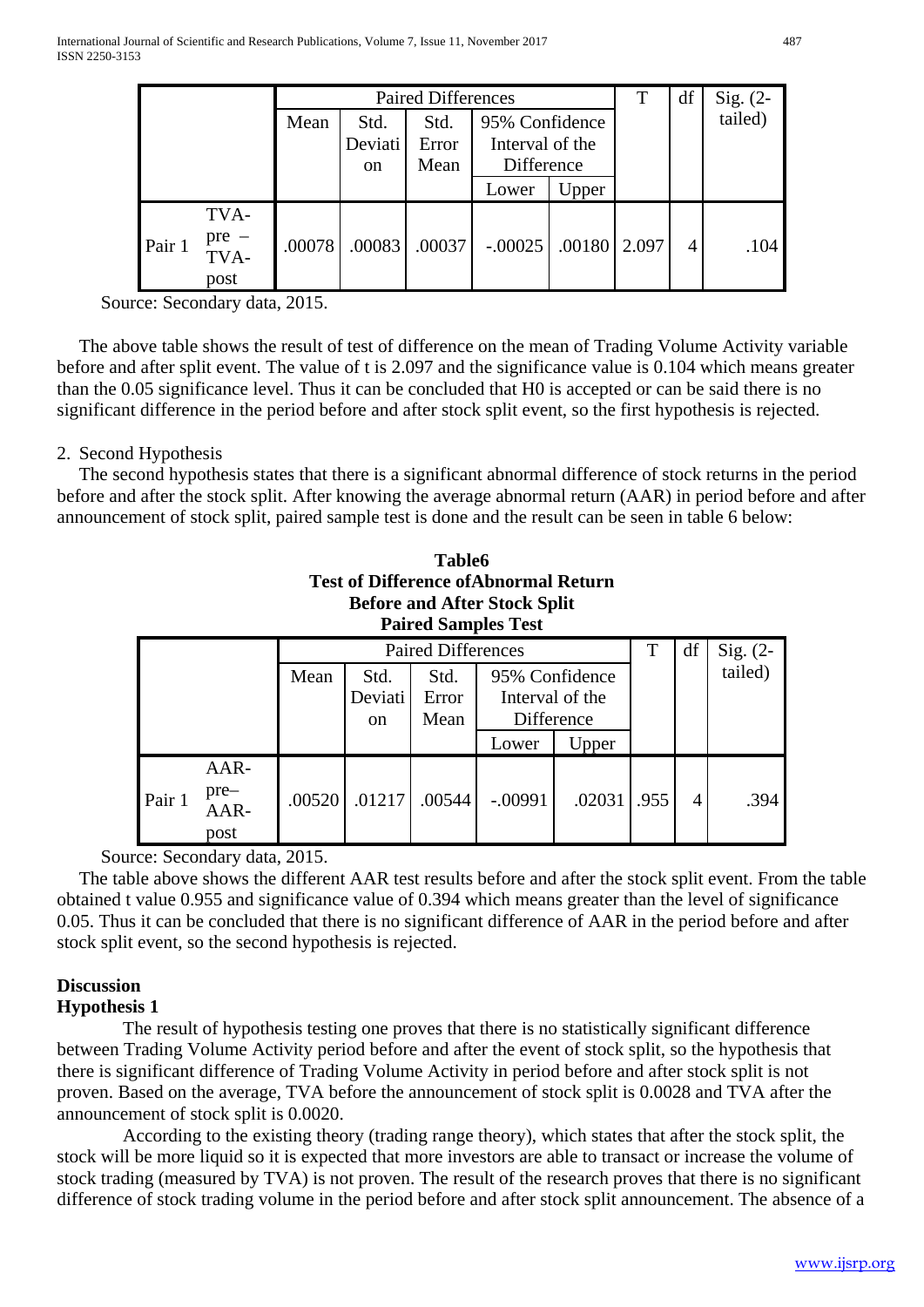| | | Paired Differences | | | | | T | df | Sig. (2-tailed) |
|---|---|---|---|---|---|---|---|---|---|
| | | Mean | Std. Deviation | Std. Error Mean | 95% Confidence Interval of the Difference | | | | |
| | | | | | Lower | Upper | | | |
| Pair 1 | TVA-pre – TVA-post | .00078 | .00083 | .00037 | -.00025 | .00180 | 2.097 | 4 | .104 |

Source: Secondary data, 2015.

The above table shows the result of test of difference on the mean of Trading Volume Activity variable before and after split event. The value of t is 2.097 and the significance value is 0.104 which means greater than the 0.05 significance level. Thus it can be concluded that H0 is accepted or can be said there is no significant difference in the period before and after stock split event, so the first hypothesis is rejected.

2. Second Hypothesis

The second hypothesis states that there is a significant abnormal difference of stock returns in the period before and after the stock split. After knowing the average abnormal return (AAR) in period before and after announcement of stock split, paired sample test is done and the result can be seen in table 6 below:

**Table6**
**Test of Difference ofAbnormal Return**
**Before and After Stock Split**
**Paired Samples Test**

| | | Paired Differences | | | | | T | df | Sig. (2-tailed) |
|---|---|---|---|---|---|---|---|---|---|
| | | Mean | Std. Deviation | Std. Error Mean | 95% Confidence Interval of the Difference | | | | |
| | | | | | Lower | Upper | | | |
| Pair 1 | AAR-pre– AAR-post | .00520 | .01217 | .00544 | -.00991 | .02031 | .955 | 4 | .394 |

Source: Secondary data, 2015.

The table above shows the different AAR test results before and after the stock split event. From the table obtained t value 0.955 and significance value of 0.394 which means greater than the level of significance 0.05. Thus it can be concluded that there is no significant difference of AAR in the period before and after stock split event, so the second hypothesis is rejected.

## Discussion

### Hypothesis 1

The result of hypothesis testing one proves that there is no statistically significant difference between Trading Volume Activity period before and after the event of stock split, so the hypothesis that there is significant difference of Trading Volume Activity in period before and after stock split is not proven. Based on the average, TVA before the announcement of stock split is 0.0028 and TVA after the announcement of stock split is 0.0020.

According to the existing theory (trading range theory), which states that after the stock split, the stock will be more liquid so it is expected that more investors are able to transact or increase the volume of stock trading (measured by TVA) is not proven. The result of the research proves that there is no significant difference of stock trading volume in the period before and after stock split announcement. The absence of a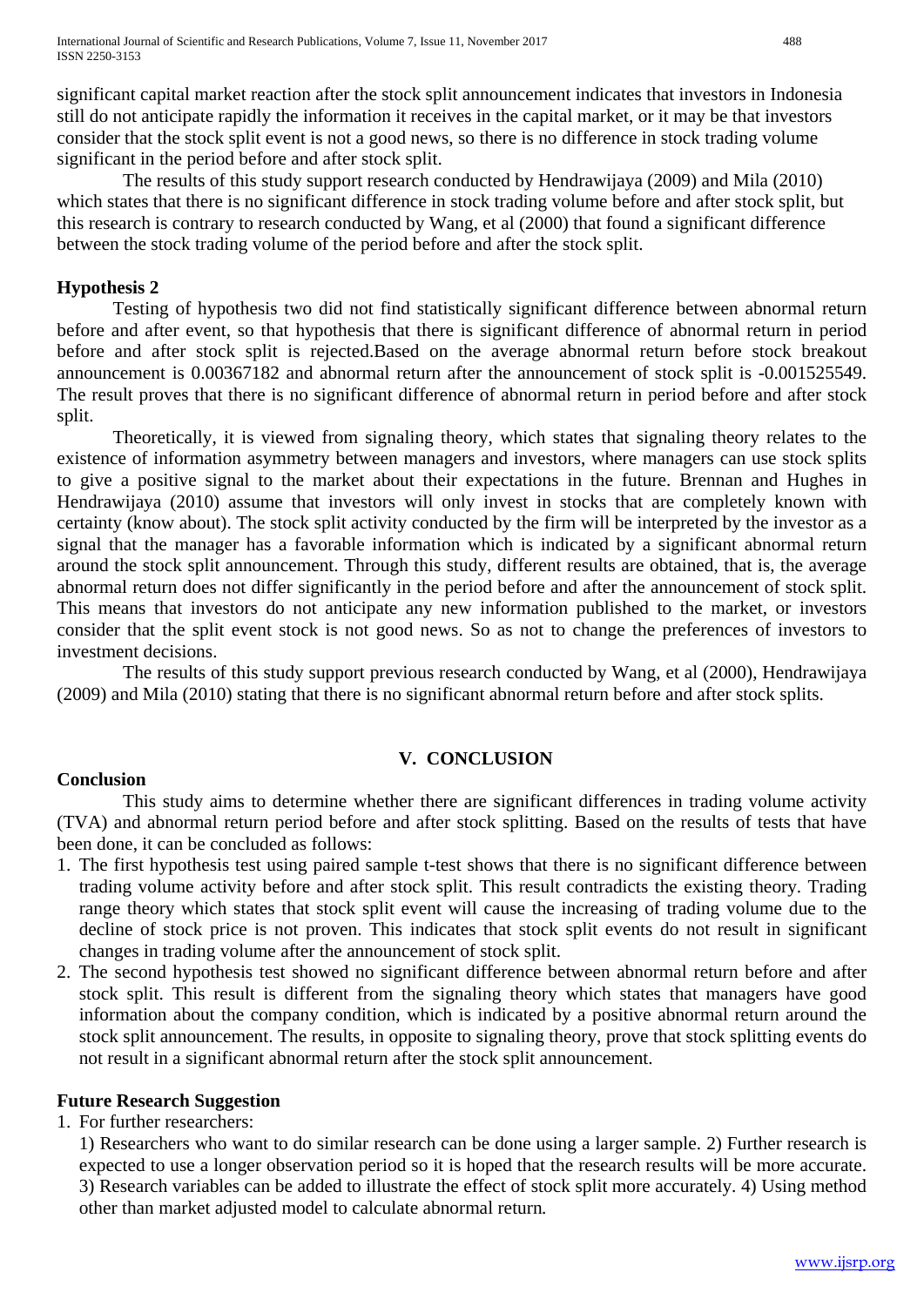significant capital market reaction after the stock split announcement indicates that investors in Indonesia still do not anticipate rapidly the information it receives in the capital market, or it may be that investors consider that the stock split event is not a good news, so there is no difference in stock trading volume significant in the period before and after stock split.

The results of this study support research conducted by Hendrawijaya (2009) and Mila (2010) which states that there is no significant difference in stock trading volume before and after stock split, but this research is contrary to research conducted by Wang, et al (2000) that found a significant difference between the stock trading volume of the period before and after the stock split.

### Hypothesis 2

Testing of hypothesis two did not find statistically significant difference between abnormal return before and after event, so that hypothesis that there is significant difference of abnormal return in period before and after stock split is rejected.Based on the average abnormal return before stock breakout announcement is 0.00367182 and abnormal return after the announcement of stock split is -0.001525549. The result proves that there is no significant difference of abnormal return in period before and after stock split.

Theoretically, it is viewed from signaling theory, which states that signaling theory relates to the existence of information asymmetry between managers and investors, where managers can use stock splits to give a positive signal to the market about their expectations in the future. Brennan and Hughes in Hendrawijaya (2010) assume that investors will only invest in stocks that are completely known with certainty (know about). The stock split activity conducted by the firm will be interpreted by the investor as a signal that the manager has a favorable information which is indicated by a significant abnormal return around the stock split announcement. Through this study, different results are obtained, that is, the average abnormal return does not differ significantly in the period before and after the announcement of stock split. This means that investors do not anticipate any new information published to the market, or investors consider that the split event stock is not good news. So as not to change the preferences of investors to investment decisions.

The results of this study support previous research conducted by Wang, et al (2000), Hendrawijaya (2009) and Mila (2010) stating that there is no significant abnormal return before and after stock splits.

## V. CONCLUSION

### Conclusion

This study aims to determine whether there are significant differences in trading volume activity (TVA) and abnormal return period before and after stock splitting. Based on the results of tests that have been done, it can be concluded as follows:

1. The first hypothesis test using paired sample t-test shows that there is no significant difference between trading volume activity before and after stock split. This result contradicts the existing theory. Trading range theory which states that stock split event will cause the increasing of trading volume due to the decline of stock price is not proven. This indicates that stock split events do not result in significant changes in trading volume after the announcement of stock split.
2. The second hypothesis test showed no significant difference between abnormal return before and after stock split. This result is different from the signaling theory which states that managers have good information about the company condition, which is indicated by a positive abnormal return around the stock split announcement. The results, in opposite to signaling theory, prove that stock splitting events do not result in a significant abnormal return after the stock split announcement.

### Future Research Suggestion

1. For further researchers:

   1) Researchers who want to do similar research can be done using a larger sample. 2) Further research is expected to use a longer observation period so it is hoped that the research results will be more accurate. 3) Research variables can be added to illustrate the effect of stock split more accurately. 4) Using method other than market adjusted model to calculate abnormal return.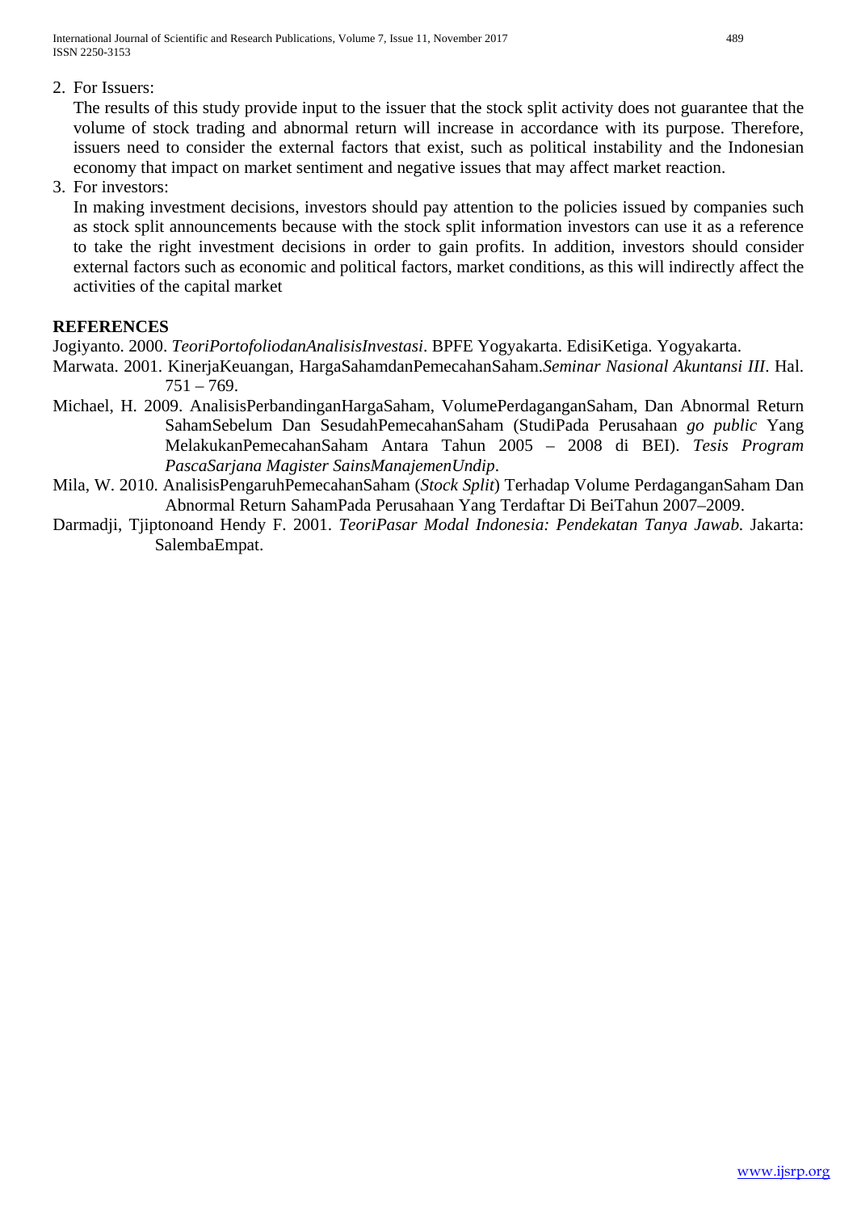2. For Issuers:

   The results of this study provide input to the issuer that the stock split activity does not guarantee that the volume of stock trading and abnormal return will increase in accordance with its purpose. Therefore, issuers need to consider the external factors that exist, such as political instability and the Indonesian economy that impact on market sentiment and negative issues that may affect market reaction.

3. For investors:

   In making investment decisions, investors should pay attention to the policies issued by companies such as stock split announcements because with the stock split information investors can use it as a reference to take the right investment decisions in order to gain profits. In addition, investors should consider external factors such as economic and political factors, market conditions, as this will indirectly affect the activities of the capital market

## REFERENCES

Jogiyanto. 2000. *TeoriPortofoliodanAnalisisInvestasi*. BPFE Yogyakarta. EdisiKetiga. Yogyakarta.

Marwata. 2001. KinerjaKeuangan, HargaSahamdanPemecahanSaham.*Seminar Nasional Akuntansi III*. Hal. 751 – 769.

Michael, H. 2009. AnalisisPerbandinganHargaSaham, VolumePerdaganganSaham, Dan Abnormal Return SahamSebelum Dan SesudahPemecahanSaham (StudiPada Perusahaan *go public* Yang MelakukanPemecahanSaham Antara Tahun 2005 – 2008 di BEI). *Tesis Program PascaSarjana Magister SainsManajemenUndip*.

Mila, W. 2010. AnalisisPengaruhPemecahanSaham (*Stock Split*) Terhadap Volume PerdaganganSaham Dan Abnormal Return SahamPada Perusahaan Yang Terdaftar Di BeiTahun 2007–2009.

Darmadji, Tjiptonoand Hendy F. 2001. *TeoriPasar Modal Indonesia: Pendekatan Tanya Jawab*. Jakarta: SalembaEmpat.